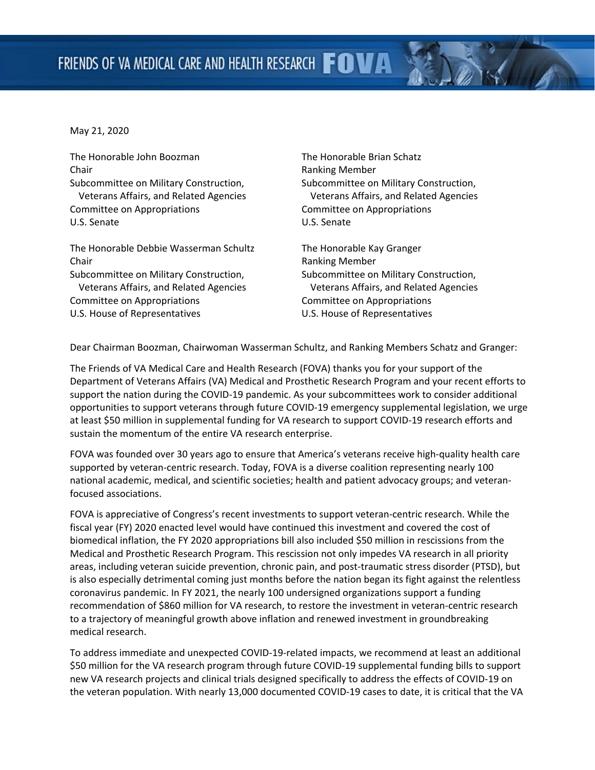FRIENDS OF VA MEDICAL CARE AND HEALTH RESEARCH **FOVA**

May 21, 2020

The Honorable John Boozman
Chair
Subcommittee on Military Construction, Veterans Affairs, and Related Agencies
Committee on Appropriations
U.S. Senate

The Honorable Brian Schatz
Ranking Member
Subcommittee on Military Construction, Veterans Affairs, and Related Agencies
Committee on Appropriations
U.S. Senate

The Honorable Debbie Wasserman Schultz
Chair
Subcommittee on Military Construction, Veterans Affairs, and Related Agencies
Committee on Appropriations
U.S. House of Representatives

The Honorable Kay Granger
Ranking Member
Subcommittee on Military Construction, Veterans Affairs, and Related Agencies
Committee on Appropriations
U.S. House of Representatives

Dear Chairman Boozman, Chairwoman Wasserman Schultz, and Ranking Members Schatz and Granger:

The Friends of VA Medical Care and Health Research (FOVA) thanks you for your support of the Department of Veterans Affairs (VA) Medical and Prosthetic Research Program and your recent efforts to support the nation during the COVID-19 pandemic. As your subcommittees work to consider additional opportunities to support veterans through future COVID-19 emergency supplemental legislation, we urge at least $50 million in supplemental funding for VA research to support COVID-19 research efforts and sustain the momentum of the entire VA research enterprise.

FOVA was founded over 30 years ago to ensure that America's veterans receive high-quality health care supported by veteran-centric research. Today, FOVA is a diverse coalition representing nearly 100 national academic, medical, and scientific societies; health and patient advocacy groups; and veteran-focused associations.

FOVA is appreciative of Congress's recent investments to support veteran-centric research. While the fiscal year (FY) 2020 enacted level would have continued this investment and covered the cost of biomedical inflation, the FY 2020 appropriations bill also included $50 million in rescissions from the Medical and Prosthetic Research Program. This rescission not only impedes VA research in all priority areas, including veteran suicide prevention, chronic pain, and post-traumatic stress disorder (PTSD), but is also especially detrimental coming just months before the nation began its fight against the relentless coronavirus pandemic. In FY 2021, the nearly 100 undersigned organizations support a funding recommendation of $860 million for VA research, to restore the investment in veteran-centric research to a trajectory of meaningful growth above inflation and renewed investment in groundbreaking medical research.

To address immediate and unexpected COVID-19-related impacts, we recommend at least an additional $50 million for the VA research program through future COVID-19 supplemental funding bills to support new VA research projects and clinical trials designed specifically to address the effects of COVID-19 on the veteran population. With nearly 13,000 documented COVID-19 cases to date, it is critical that the VA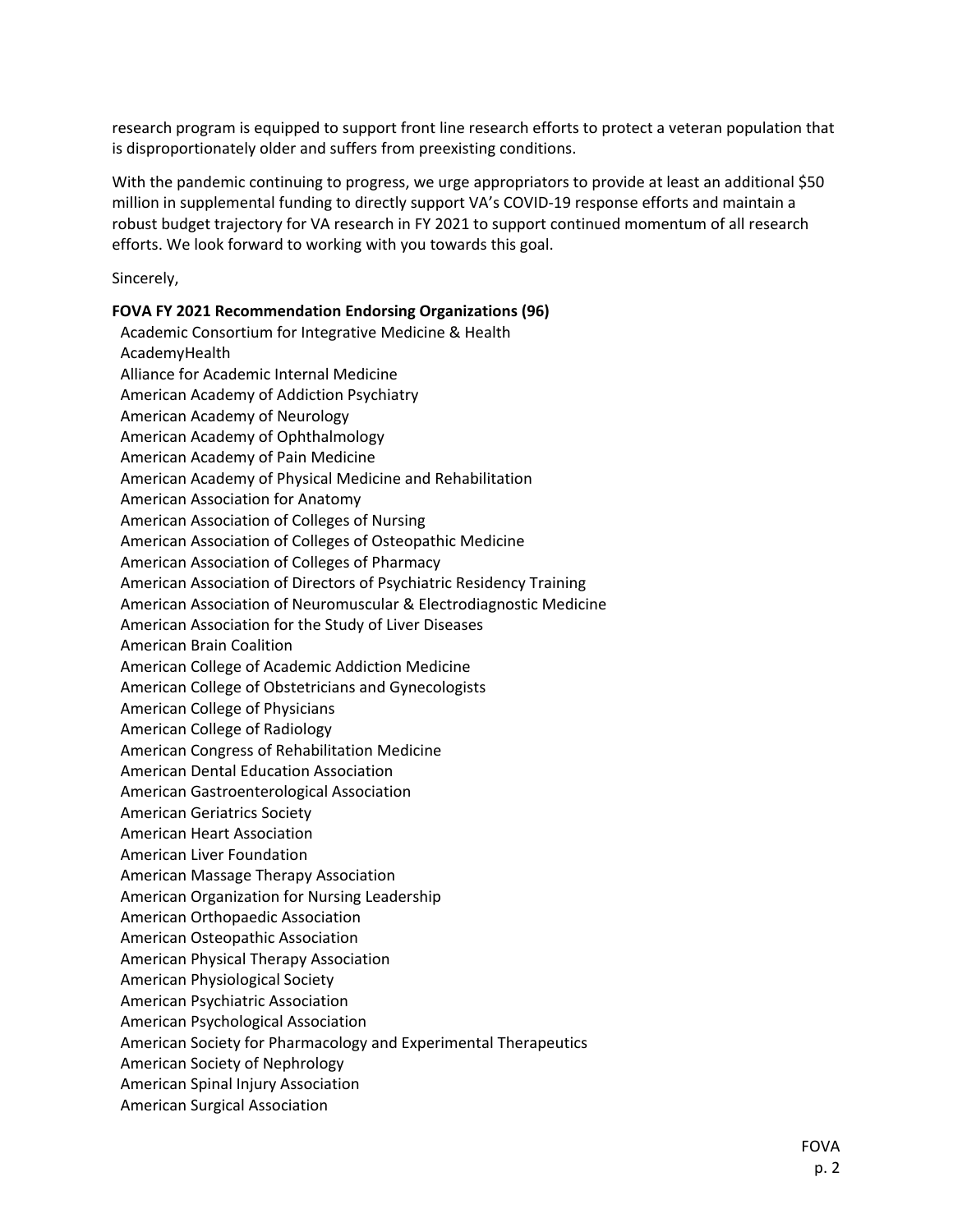research program is equipped to support front line research efforts to protect a veteran population that is disproportionately older and suffers from preexisting conditions.

With the pandemic continuing to progress, we urge appropriators to provide at least an additional $50 million in supplemental funding to directly support VA's COVID-19 response efforts and maintain a robust budget trajectory for VA research in FY 2021 to support continued momentum of all research efforts. We look forward to working with you towards this goal.

Sincerely,

**FOVA FY 2021 Recommendation Endorsing Organizations (96)**

Academic Consortium for Integrative Medicine & Health
AcademyHealth
Alliance for Academic Internal Medicine
American Academy of Addiction Psychiatry
American Academy of Neurology
American Academy of Ophthalmology
American Academy of Pain Medicine
American Academy of Physical Medicine and Rehabilitation
American Association for Anatomy
American Association of Colleges of Nursing
American Association of Colleges of Osteopathic Medicine
American Association of Colleges of Pharmacy
American Association of Directors of Psychiatric Residency Training
American Association of Neuromuscular & Electrodiagnostic Medicine
American Association for the Study of Liver Diseases
American Brain Coalition
American College of Academic Addiction Medicine
American College of Obstetricians and Gynecologists
American College of Physicians
American College of Radiology
American Congress of Rehabilitation Medicine
American Dental Education Association
American Gastroenterological Association
American Geriatrics Society
American Heart Association
American Liver Foundation
American Massage Therapy Association
American Organization for Nursing Leadership
American Orthopaedic Association
American Osteopathic Association
American Physical Therapy Association
American Physiological Society
American Psychiatric Association
American Psychological Association
American Society for Pharmacology and Experimental Therapeutics
American Society of Nephrology
American Spinal Injury Association
American Surgical Association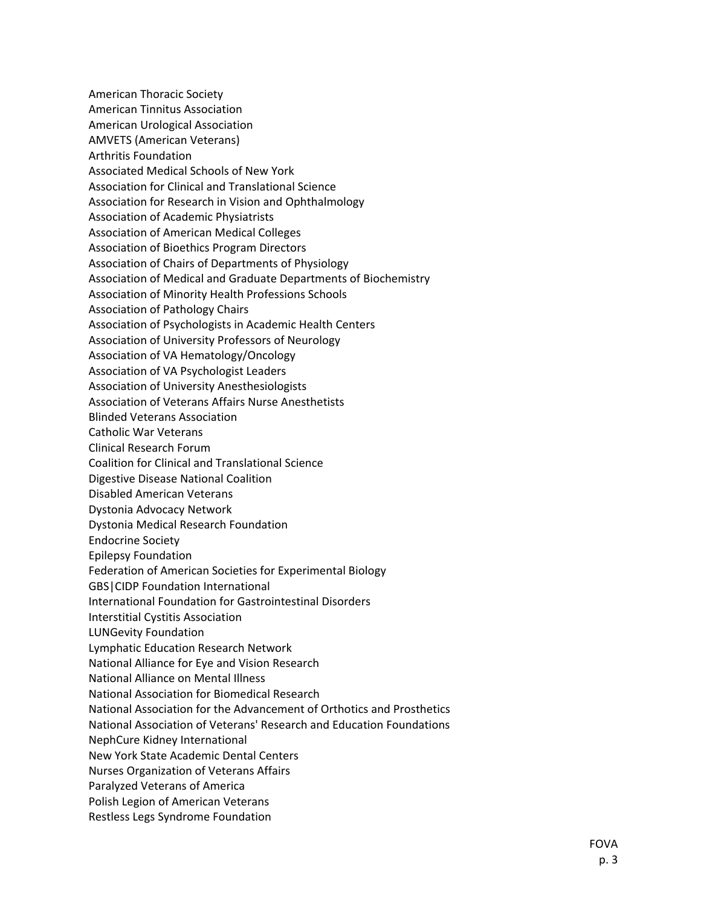American Thoracic Society
American Tinnitus Association
American Urological Association
AMVETS (American Veterans)
Arthritis Foundation
Associated Medical Schools of New York
Association for Clinical and Translational Science
Association for Research in Vision and Ophthalmology
Association of Academic Physiatrists
Association of American Medical Colleges
Association of Bioethics Program Directors
Association of Chairs of Departments of Physiology
Association of Medical and Graduate Departments of Biochemistry
Association of Minority Health Professions Schools
Association of Pathology Chairs
Association of Psychologists in Academic Health Centers
Association of University Professors of Neurology
Association of VA Hematology/Oncology
Association of VA Psychologist Leaders
Association of University Anesthesiologists
Association of Veterans Affairs Nurse Anesthetists
Blinded Veterans Association
Catholic War Veterans
Clinical Research Forum
Coalition for Clinical and Translational Science
Digestive Disease National Coalition
Disabled American Veterans
Dystonia Advocacy Network
Dystonia Medical Research Foundation
Endocrine Society
Epilepsy Foundation
Federation of American Societies for Experimental Biology
GBS|CIDP Foundation International
International Foundation for Gastrointestinal Disorders
Interstitial Cystitis Association
LUNGevity Foundation
Lymphatic Education Research Network
National Alliance for Eye and Vision Research
National Alliance on Mental Illness
National Association for Biomedical Research
National Association for the Advancement of Orthotics and Prosthetics
National Association of Veterans' Research and Education Foundations
NephCure Kidney International
New York State Academic Dental Centers
Nurses Organization of Veterans Affairs
Paralyzed Veterans of America
Polish Legion of American Veterans
Restless Legs Syndrome Foundation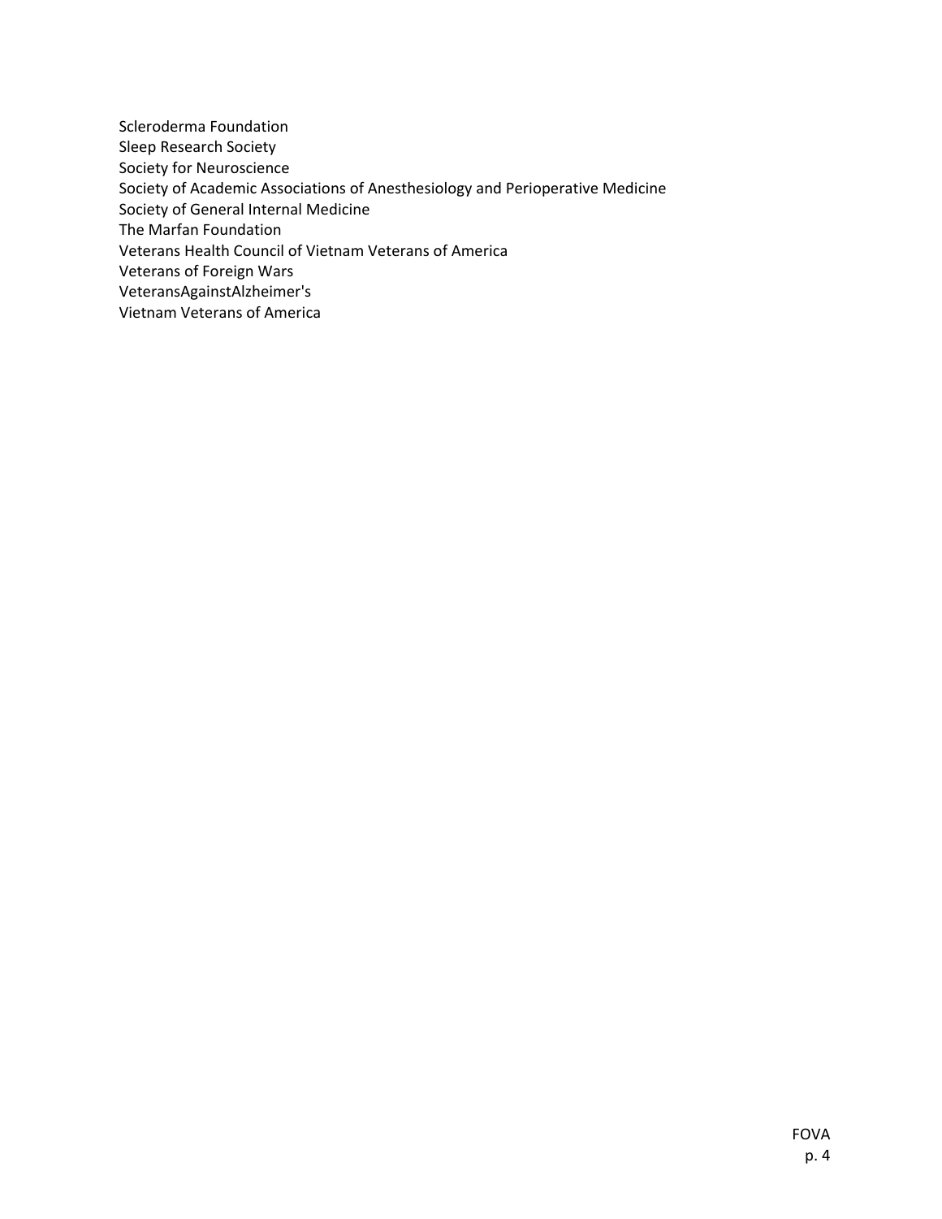Scleroderma Foundation
Sleep Research Society
Society for Neuroscience
Society of Academic Associations of Anesthesiology and Perioperative Medicine
Society of General Internal Medicine
The Marfan Foundation
Veterans Health Council of Vietnam Veterans of America
Veterans of Foreign Wars
VeteransAgainstAlzheimer's
Vietnam Veterans of America